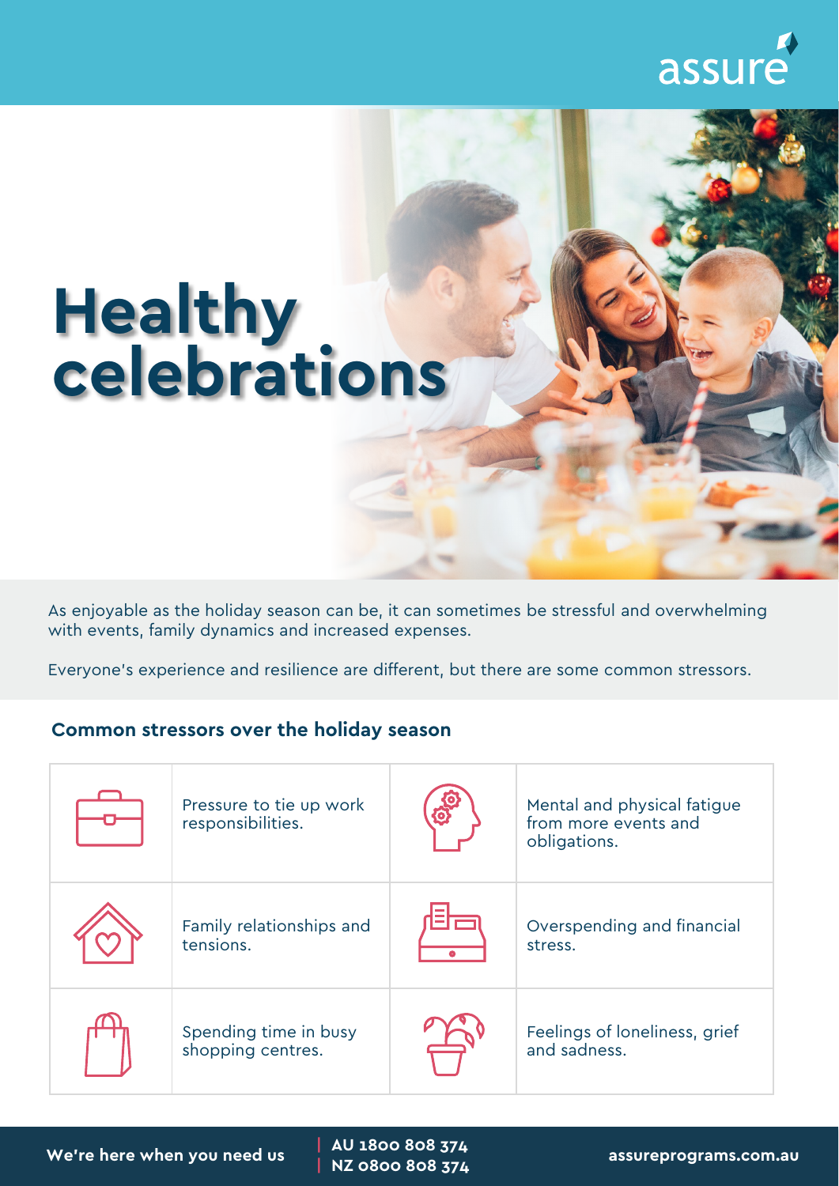assure

# Healthy celebrations

As enjoyable as the holiday season can be, it can sometimes be stressful and overwhelming with events, family dynamics and increased expenses.

Everyone's experience and resilience are different, but there are some common stressors.

## Common stressors over the holiday season

- Pressure to tie up work responsibilities.
- Mental and physical fatigue from more events and obligations.
- Family relationships and tensions.
- Overspending and financial stress.
- Spending time in busy shopping centres.
- Feelings of loneliness, grief and sadness.

**We're here when you need us** | **AU 1800 808 374** | **NZ 0800 808 374** | **assureprograms.com.au**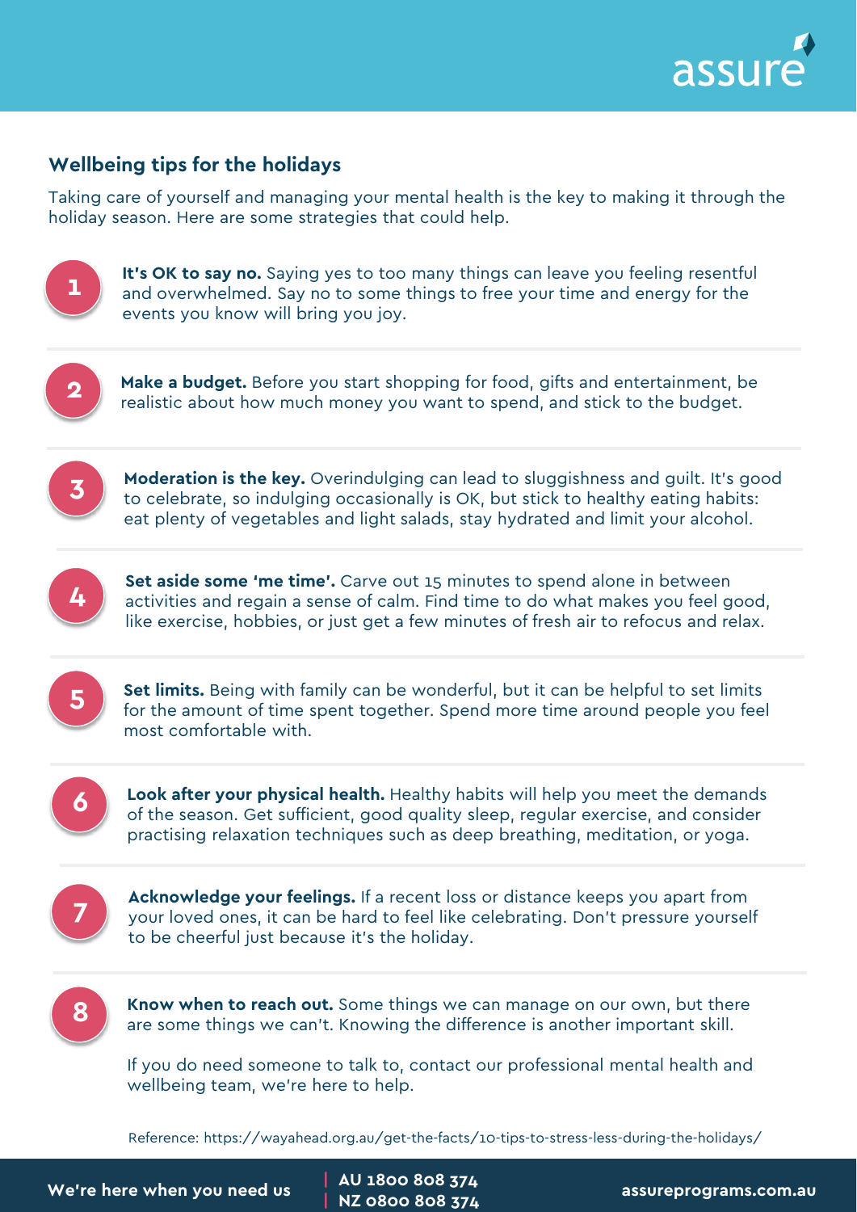## Wellbeing tips for the holidays

Taking care of yourself and managing your mental health is the key to making it through the holiday season. Here are some strategies that could help.

1. **It's OK to say no.** Saying yes to too many things can leave you feeling resentful and overwhelmed. Say no to some things to free your time and energy for the events you know will bring you joy.

2. **Make a budget.** Before you start shopping for food, gifts and entertainment, be realistic about how much money you want to spend, and stick to the budget.

3. **Moderation is the key.** Overindulging can lead to sluggishness and guilt. It's good to celebrate, so indulging occasionally is OK, but stick to healthy eating habits: eat plenty of vegetables and light salads, stay hydrated and limit your alcohol.

4. **Set aside some 'me time'.** Carve out 15 minutes to spend alone in between activities and regain a sense of calm. Find time to do what makes you feel good, like exercise, hobbies, or just get a few minutes of fresh air to refocus and relax.

5. **Set limits.** Being with family can be wonderful, but it can be helpful to set limits for the amount of time spent together. Spend more time around people you feel most comfortable with.

6. **Look after your physical health.** Healthy habits will help you meet the demands of the season. Get sufficient, good quality sleep, regular exercise, and consider practising relaxation techniques such as deep breathing, meditation, or yoga.

7. **Acknowledge your feelings.** If a recent loss or distance keeps you apart from your loved ones, it can be hard to feel like celebrating. Don't pressure yourself to be cheerful just because it's the holiday.

8. **Know when to reach out.** Some things we can manage on our own, but there are some things we can't. Knowing the difference is another important skill.

   If you do need someone to talk to, contact our professional mental health and wellbeing team, we're here to help.

Reference: https://wayahead.org.au/get-the-facts/10-tips-to-stress-less-during-the-holidays/

**We're here when you need us** | **AU 1800 808 374** | **NZ 0800 808 374** **assureprograms.com.au**